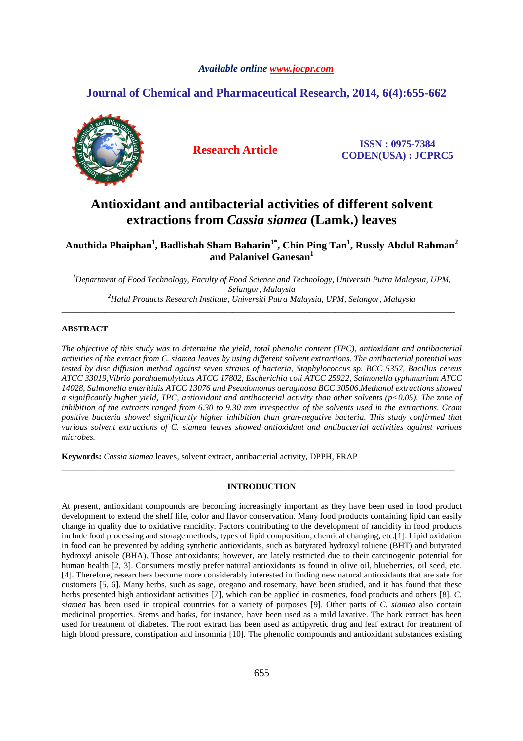*Available online www.jocpr.com*

**Journal of Chemical and Pharmaceutical Research, 2014, 6(4):655-662**

**Research Article**

**ISSN : 0975-7384**
**CODEN(USA) : JCPRC5**

# Antioxidant and antibacterial activities of different solvent extractions from *Cassia siamea* (Lamk.) leaves

**Anuthida Phaiphan[1], Badlishah Sham Baharin[1*], Chin Ping Tan[1], Russly Abdul Rahman[2] and Palanivel Ganesan[1]**

*[1]Department of Food Technology, Faculty of Food Science and Technology, Universiti Putra Malaysia, UPM, Selangor, Malaysia*
*[2]Halal Products Research Institute, Universiti Putra Malaysia, UPM, Selangor, Malaysia*

---

## ABSTRACT

*The objective of this study was to determine the yield, total phenolic content (TPC), antioxidant and antibacterial activities of the extract from C. siamea leaves by using different solvent extractions. The antibacterial potential was tested by disc diffusion method against seven strains of bacteria, Staphylococcus sp. BCC 5357, Bacillus cereus ATCC 33019,Vibrio parahaemolyticus ATCC 17802, Escherichia coli ATCC 25922, Salmonella typhimurium ATCC 14028, Salmonella enteritidis ATCC 13076 and Pseudomonas aeruginosa BCC 30506.Methanol extractions showed a significantly higher yield, TPC, antioxidant and antibacterial activity than other solvents ($p<0.05$). The zone of inhibition of the extracts ranged from 6.30 to 9.30 mm irrespective of the solvents used in the extractions. Gram positive bacteria showed significantly higher inhibition than gran-negative bacteria. This study confirmed that various solvent extractions of C. siamea leaves showed antioxidant and antibacterial activities against various microbes.*

**Keywords:** *Cassia siamea* leaves, solvent extract, antibacterial activity, DPPH, FRAP

---

## INTRODUCTION

At present, antioxidant compounds are becoming increasingly important as they have been used in food product development to extend the shelf life, color and flavor conservation. Many food products containing lipid can easily change in quality due to oxidative rancidity. Factors contributing to the development of rancidity in food products include food processing and storage methods, types of lipid composition, chemical changing, etc.[1]. Lipid oxidation in food can be prevented by adding synthetic antioxidants, such as butyrated hydroxyl toluene (BHT) and butyrated hydroxyl anisole (BHA). Those antioxidants; however, are lately restricted due to their carcinogenic potential for human health [2, 3]. Consumers mostly prefer natural antioxidants as found in olive oil, blueberries, oil seed, etc. [4]. Therefore, researchers become more considerably interested in finding new natural antioxidants that are safe for customers [5, 6]. Many herbs, such as sage, oregano and rosemary, have been studied, and it has found that these herbs presented high antioxidant activities [7], which can be applied in cosmetics, food products and others [8]. *C. siamea* has been used in tropical countries for a variety of purposes [9]. Other parts of *C. siamea* also contain medicinal properties. Stems and barks, for instance, have been used as a mild laxative. The bark extract has been used for treatment of diabetes. The root extract has been used as antipyretic drug and leaf extract for treatment of high blood pressure, constipation and insomnia [10]. The phenolic compounds and antioxidant substances existing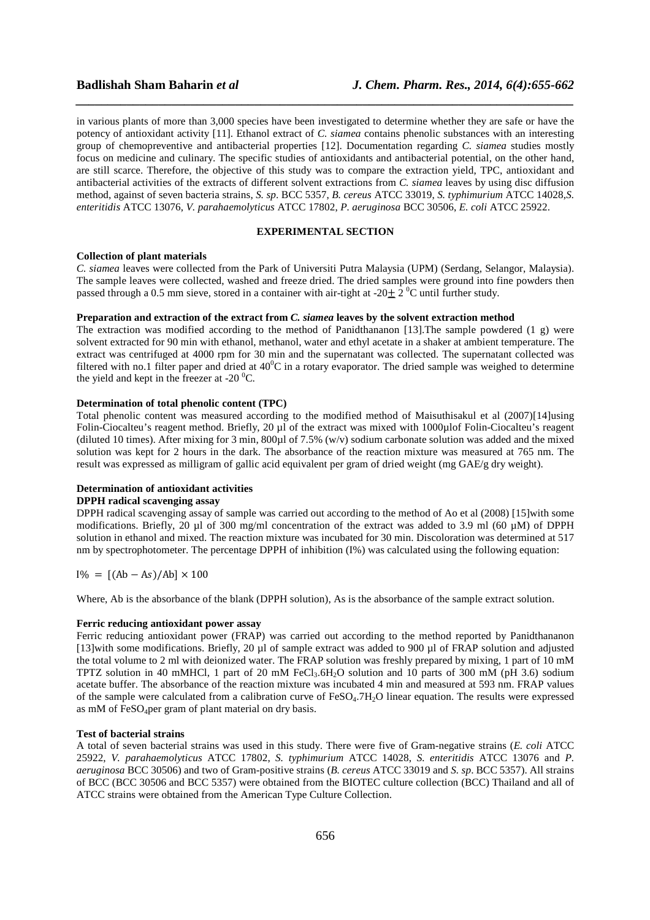in various plants of more than 3,000 species have been investigated to determine whether they are safe or have the potency of antioxidant activity [11]. Ethanol extract of *C. siamea* contains phenolic substances with an interesting group of chemopreventive and antibacterial properties [12]. Documentation regarding *C. siamea* studies mostly focus on medicine and culinary. The specific studies of antioxidants and antibacterial potential, on the other hand, are still scarce. Therefore, the objective of this study was to compare the extraction yield, TPC, antioxidant and antibacterial activities of the extracts of different solvent extractions from *C. siamea* leaves by using disc diffusion method, against of seven bacteria strains, *S. sp*. BCC 5357, *B. cereus* ATCC 33019, *S. typhimurium* ATCC 14028,*S. enteritidis* ATCC 13076, *V. parahaemolyticus* ATCC 17802, *P. aeruginosa* BCC 30506, *E. coli* ATCC 25922.

## EXPERIMENTAL SECTION

**Collection of plant materials**

*C. siamea* leaves were collected from the Park of Universiti Putra Malaysia (UPM) (Serdang, Selangor, Malaysia). The sample leaves were collected, washed and freeze dried. The dried samples were ground into fine powders then passed through a 0.5 mm sieve, stored in a container with air-tight at $-20 \pm 2\ ^0$C until further study.

**Preparation and extraction of the extract from *C. siamea* leaves by the solvent extraction method**

The extraction was modified according to the method of Panidthananon [13].The sample powdered (1 g) were solvent extracted for 90 min with ethanol, methanol, water and ethyl acetate in a shaker at ambient temperature. The extract was centrifuged at 4000 rpm for 30 min and the supernatant was collected. The supernatant collected was filtered with no.1 filter paper and dried at $40^0$C in a rotary evaporator. The dried sample was weighed to determine the yield and kept in the freezer at $-20\ ^0$C.

**Determination of total phenolic content (TPC)**

Total phenolic content was measured according to the modified method of Maisuthisakul et al (2007)[14]using Folin-Ciocalteu's reagent method. Briefly, 20 µl of the extract was mixed with 1000µlof Folin-Ciocalteu's reagent (diluted 10 times). After mixing for 3 min, 800µl of 7.5% (w/v) sodium carbonate solution was added and the mixed solution was kept for 2 hours in the dark. The absorbance of the reaction mixture was measured at 765 nm. The result was expressed as milligram of gallic acid equivalent per gram of dried weight (mg GAE/g dry weight).

**Determination of antioxidant activities**

**DPPH radical scavenging assay**

DPPH radical scavenging assay of sample was carried out according to the method of Ao et al (2008) [15]with some modifications. Briefly, 20 µl of 300 mg/ml concentration of the extract was added to 3.9 ml (60 µM) of DPPH solution in ethanol and mixed. The reaction mixture was incubated for 30 min. Discoloration was determined at 517 nm by spectrophotometer. The percentage DPPH of inhibition (I%) was calculated using the following equation:

$$I\% = [(Ab - As)/Ab] \times 100$$

Where, Ab is the absorbance of the blank (DPPH solution), As is the absorbance of the sample extract solution.

**Ferric reducing antioxidant power assay**

Ferric reducing antioxidant power (FRAP) was carried out according to the method reported by Panidthananon [13]with some modifications. Briefly, 20 µl of sample extract was added to 900 µl of FRAP solution and adjusted the total volume to 2 ml with deionized water. The FRAP solution was freshly prepared by mixing, 1 part of 10 mM TPTZ solution in 40 mMHCl, 1 part of 20 mM $FeCl_3.6H_2O$ solution and 10 parts of 300 mM (pH 3.6) sodium acetate buffer. The absorbance of the reaction mixture was incubated 4 min and measured at 593 nm. FRAP values of the sample were calculated from a calibration curve of $FeSO_4.7H_2O$ linear equation. The results were expressed as mM of $FeSO_4$per gram of plant material on dry basis.

**Test of bacterial strains**

A total of seven bacterial strains was used in this study. There were five of Gram-negative strains (*E. coli* ATCC 25922, *V. parahaemolyticus* ATCC 17802, *S. typhimurium* ATCC 14028, *S. enteritidis* ATCC 13076 and *P. aeruginosa* BCC 30506) and two of Gram-positive strains (*B. cereus* ATCC 33019 and *S. sp*. BCC 5357). All strains of BCC (BCC 30506 and BCC 5357) were obtained from the BIOTEC culture collection (BCC) Thailand and all of ATCC strains were obtained from the American Type Culture Collection.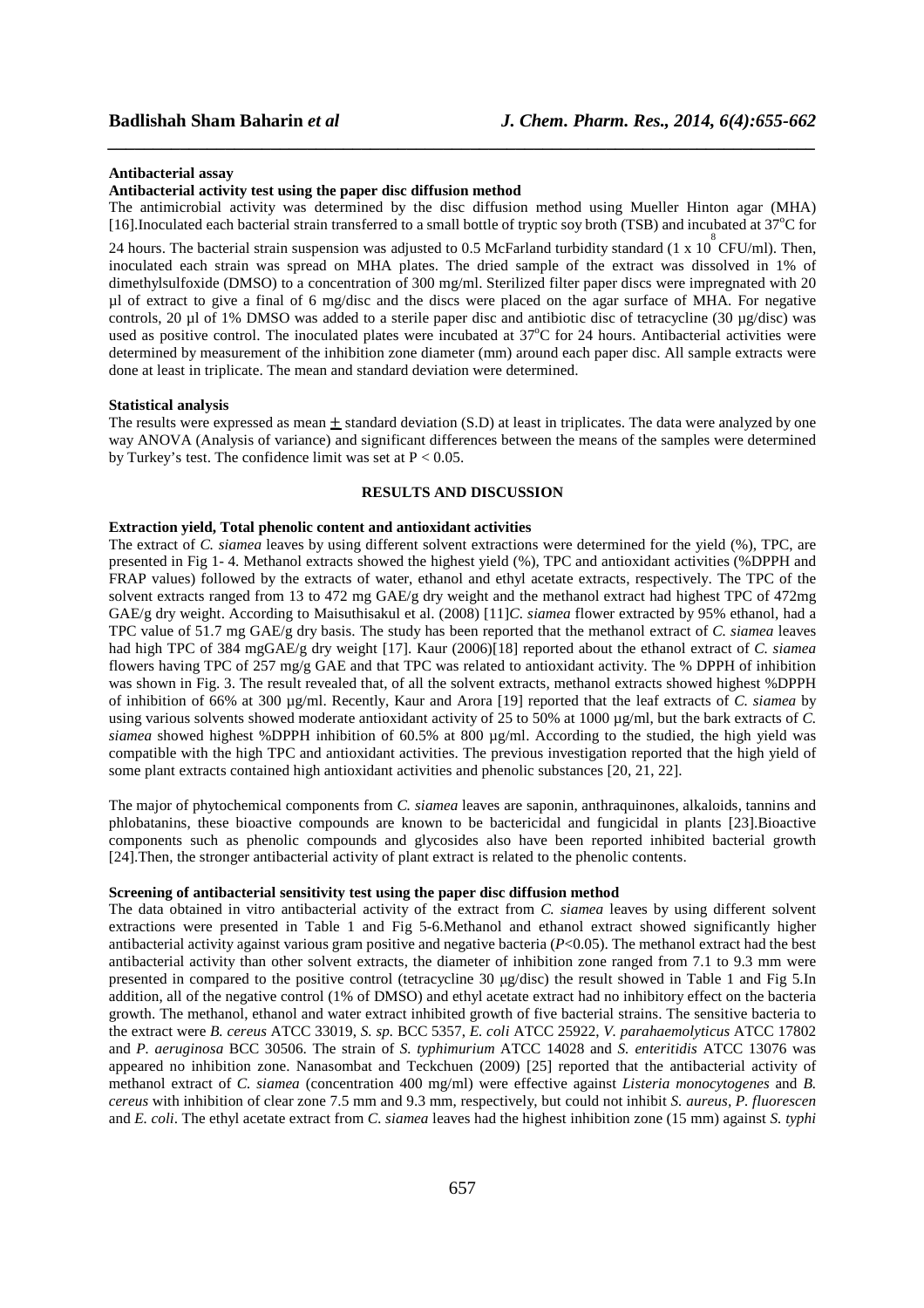### Antibacterial assay

#### Antibacterial activity test using the paper disc diffusion method

The antimicrobial activity was determined by the disc diffusion method using Mueller Hinton agar (MHA) [16].Inoculated each bacterial strain transferred to a small bottle of tryptic soy broth (TSB) and incubated at 37°C for 24 hours. The bacterial strain suspension was adjusted to 0.5 McFarland turbidity standard (1 x $10^8$ CFU/ml). Then, inoculated each strain was spread on MHA plates. The dried sample of the extract was dissolved in 1% of dimethylsulfoxide (DMSO) to a concentration of 300 mg/ml. Sterilized filter paper discs were impregnated with 20 µl of extract to give a final of 6 mg/disc and the discs were placed on the agar surface of MHA. For negative controls, 20 µl of 1% DMSO was added to a sterile paper disc and antibiotic disc of tetracycline (30 µg/disc) was used as positive control. The inoculated plates were incubated at 37°C for 24 hours. Antibacterial activities were determined by measurement of the inhibition zone diameter (mm) around each paper disc. All sample extracts were done at least in triplicate. The mean and standard deviation were determined.

### Statistical analysis

The results were expressed as mean $\pm$ standard deviation (S.D) at least in triplicates. The data were analyzed by one way ANOVA (Analysis of variance) and significant differences between the means of the samples were determined by Turkey's test. The confidence limit was set at $P < 0.05$.

## RESULTS AND DISCUSSION

### Extraction yield, Total phenolic content and antioxidant activities

The extract of *C. siamea* leaves by using different solvent extractions were determined for the yield (%), TPC, are presented in Fig 1- 4. Methanol extracts showed the highest yield (%), TPC and antioxidant activities (%DPPH and FRAP values) followed by the extracts of water, ethanol and ethyl acetate extracts, respectively. The TPC of the solvent extracts ranged from 13 to 472 mg GAE/g dry weight and the methanol extract had highest TPC of 472mg GAE/g dry weight. According to Maisuthisakul et al. (2008) [11]*C. siamea* flower extracted by 95% ethanol, had a TPC value of 51.7 mg GAE/g dry basis. The study has been reported that the methanol extract of *C. siamea* leaves had high TPC of 384 mgGAE/g dry weight [17]. Kaur (2006)[18] reported about the ethanol extract of *C. siamea* flowers having TPC of 257 mg/g GAE and that TPC was related to antioxidant activity. The % DPPH of inhibition was shown in Fig. 3. The result revealed that, of all the solvent extracts, methanol extracts showed highest %DPPH of inhibition of 66% at 300 µg/ml. Recently, Kaur and Arora [19] reported that the leaf extracts of *C. siamea* by using various solvents showed moderate antioxidant activity of 25 to 50% at 1000 µg/ml, but the bark extracts of *C. siamea* showed highest %DPPH inhibition of 60.5% at 800 µg/ml. According to the studied, the high yield was compatible with the high TPC and antioxidant activities. The previous investigation reported that the high yield of some plant extracts contained high antioxidant activities and phenolic substances [20, 21, 22].

The major of phytochemical components from *C. siamea* leaves are saponin, anthraquinones, alkaloids, tannins and phlobatanins, these bioactive compounds are known to be bactericidal and fungicidal in plants [23].Bioactive components such as phenolic compounds and glycosides also have been reported inhibited bacterial growth [24].Then, the stronger antibacterial activity of plant extract is related to the phenolic contents.

### Screening of antibacterial sensitivity test using the paper disc diffusion method

The data obtained in vitro antibacterial activity of the extract from *C. siamea* leaves by using different solvent extractions were presented in Table 1 and Fig 5-6.Methanol and ethanol extract showed significantly higher antibacterial activity against various gram positive and negative bacteria ($P<0.05$). The methanol extract had the best antibacterial activity than other solvent extracts, the diameter of inhibition zone ranged from 7.1 to 9.3 mm were presented in compared to the positive control (tetracycline 30 µg/disc) the result showed in Table 1 and Fig 5.In addition, all of the negative control (1% of DMSO) and ethyl acetate extract had no inhibitory effect on the bacteria growth. The methanol, ethanol and water extract inhibited growth of five bacterial strains. The sensitive bacteria to the extract were *B. cereus* ATCC 33019, *S. sp.* BCC 5357, *E. coli* ATCC 25922, *V. parahaemolyticus* ATCC 17802 and *P. aeruginosa* BCC 30506. The strain of *S. typhimurium* ATCC 14028 and *S. enteritidis* ATCC 13076 was appeared no inhibition zone. Nanasombat and Teckchuen (2009) [25] reported that the antibacterial activity of methanol extract of *C. siamea* (concentration 400 mg/ml) were effective against *Listeria monocytogenes* and *B. cereus* with inhibition of clear zone 7.5 mm and 9.3 mm, respectively, but could not inhibit *S. aureus, P. fluorescen* and *E. coli*. The ethyl acetate extract from *C. siamea* leaves had the highest inhibition zone (15 mm) against *S. typhi*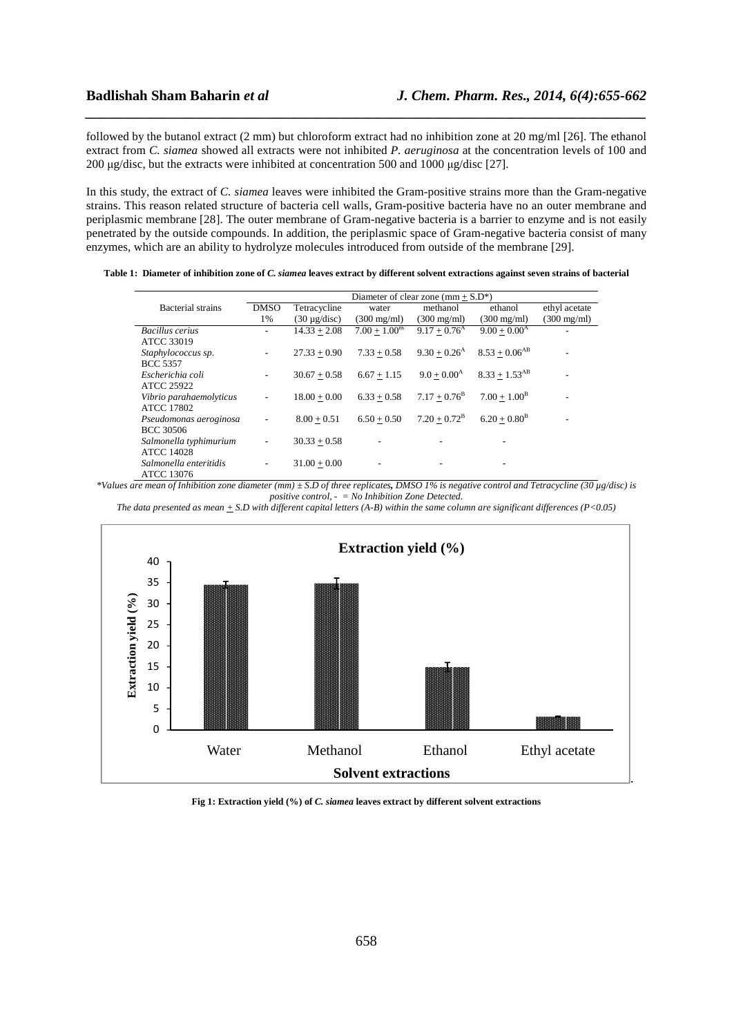followed by the butanol extract (2 mm) but chloroform extract had no inhibition zone at 20 mg/ml [26]. The ethanol extract from *C. siamea* showed all extracts were not inhibited *P. aeruginosa* at the concentration levels of 100 and 200 µg/disc, but the extracts were inhibited at concentration 500 and 1000 µg/disc [27].

In this study, the extract of *C. siamea* leaves were inhibited the Gram-positive strains more than the Gram-negative strains. This reason related structure of bacteria cell walls, Gram-positive bacteria have no an outer membrane and periplasmic membrane [28]. The outer membrane of Gram-negative bacteria is a barrier to enzyme and is not easily penetrated by the outside compounds. In addition, the periplasmic space of Gram-negative bacteria consist of many enzymes, which are an ability to hydrolyze molecules introduced from outside of the membrane [29].

**Table 1: Diameter of inhibition zone of *C. siamea* leaves extract by different solvent extractions against seven strains of bacterial**

| Bacterial strains | Diameter of clear zone (mm ± S.D*) | | | | | |
|---|---|---|---|---|---|---|
| | DMSO 1% | Tetracycline (30 µg/disc) | water (300 mg/ml) | methanol (300 mg/ml) | ethanol (300 mg/ml) | ethyl acetate (300 mg/ml) |
| *Bacillus cerius* ATCC 33019 | - | 14.33 ± 2.08 | 7.00 ± 1.00$^{ns}$ | 9.17 ± 0.76$^{A}$ | 9.00 ± 0.00$^{A}$ | - |
| *Staphylococcus sp.* BCC 5357 | - | 27.33 ± 0.90 | 7.33 ± 0.58 | 9.30 ± 0.26$^{A}$ | 8.53 ± 0.06$^{AB}$ | - |
| *Escherichia coli* ATCC 25922 | - | 30.67 ± 0.58 | 6.67 ± 1.15 | 9.0 ± 0.00$^{A}$ | 8.33 ± 1.53$^{AB}$ | - |
| *Vibrio parahaemolyticus* ATCC 17802 | - | 18.00 ± 0.00 | 6.33 ± 0.58 | 7.17 ± 0.76$^{B}$ | 7.00 ± 1.00$^{B}$ | - |
| *Pseudomonas aeroginosa* BCC 30506 | - | 8.00 ± 0.51 | 6.50 ± 0.50 | 7.20 ± 0.72$^{B}$ | 6.20 ± 0.80$^{B}$ | - |
| *Salmonella typhimurium* ATCC 14028 | - | 30.33 ± 0.58 | - | - | - | |
| *Salmonella enteritidis* ATCC 13076 | - | 31.00 ± 0.00 | - | - | - | |

*\*Values are mean of Inhibition zone diameter (mm) ± S.D of three replicates, DMSO 1% is negative control and Tetracycline (30 µg/disc) is positive control, - = No Inhibition Zone Detected.*

*The data presented as mean ± S.D with different capital letters (A-B) within the same column are significant differences (P<0.05)*

**Fig 1: Extraction yield (%) of *C. siamea* leaves extract by different solvent extractions**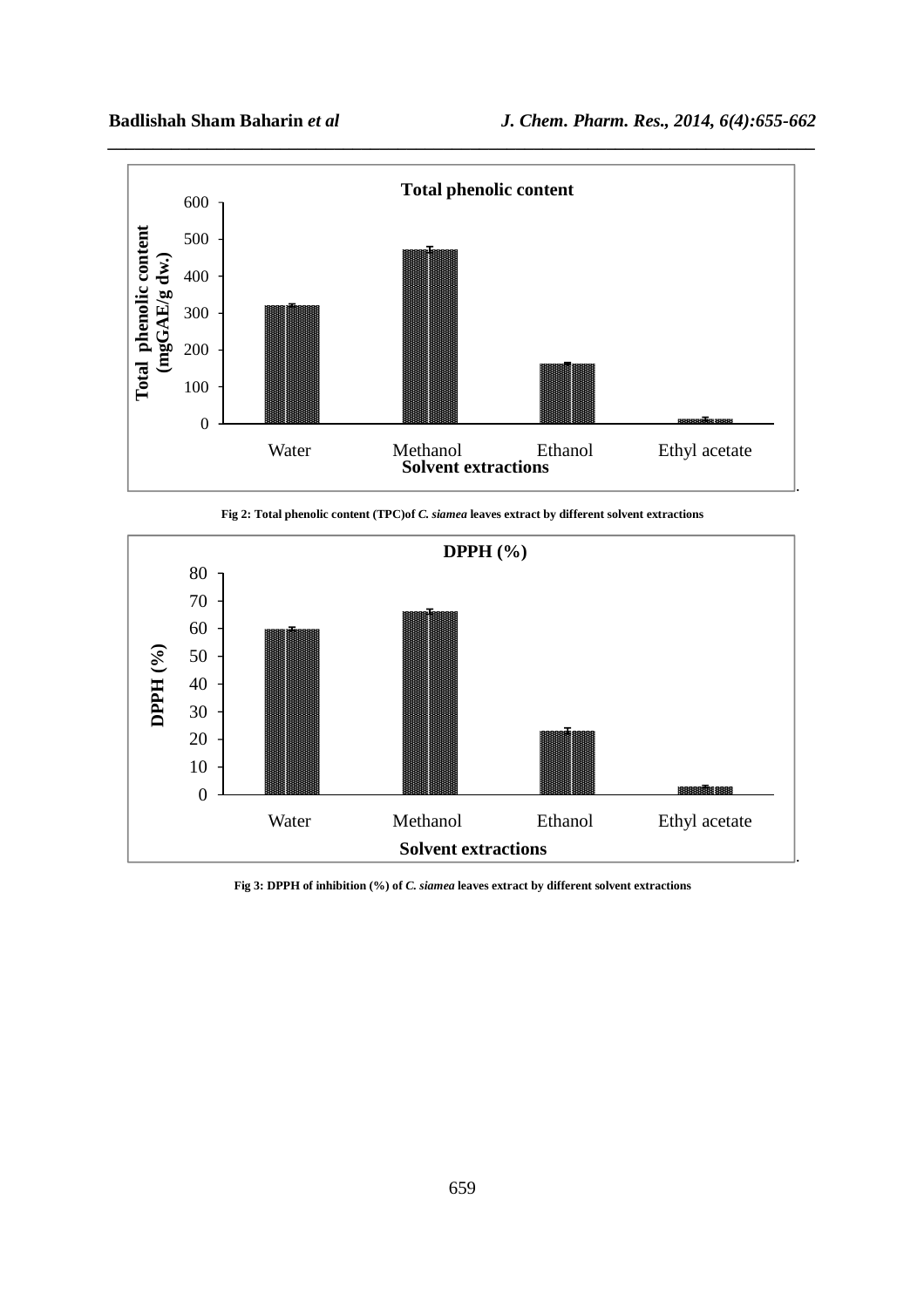Fig 2: Total phenolic content (TPC)of *C. siamea* leaves extract by different solvent extractions

Fig 3: DPPH of inhibition (%) of *C. siamea* leaves extract by different solvent extractions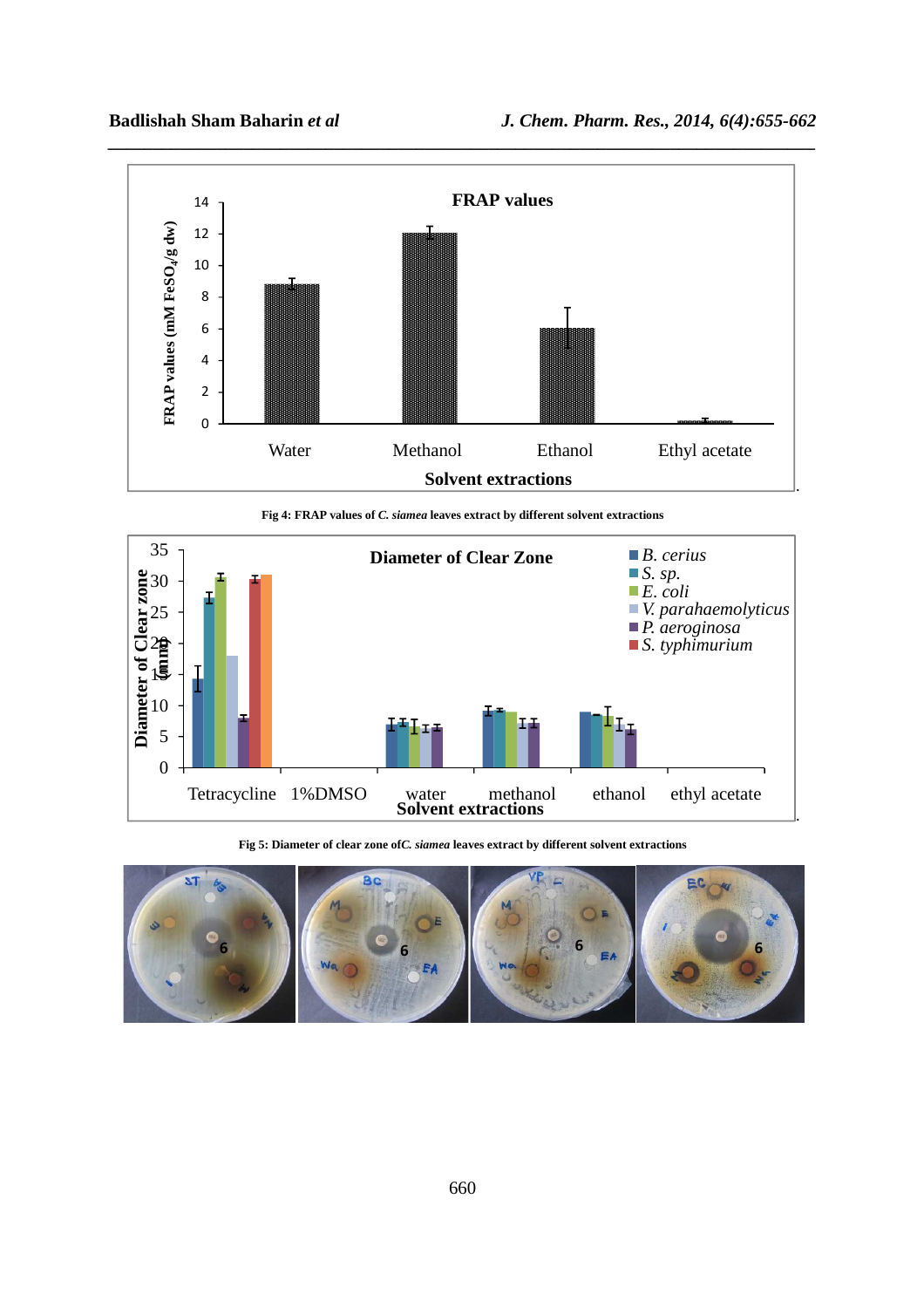Fig 4: FRAP values of *C. siamea* leaves extract by different solvent extractions

Fig 5: Diameter of clear zone of *C. siamea* leaves extract by different solvent extractions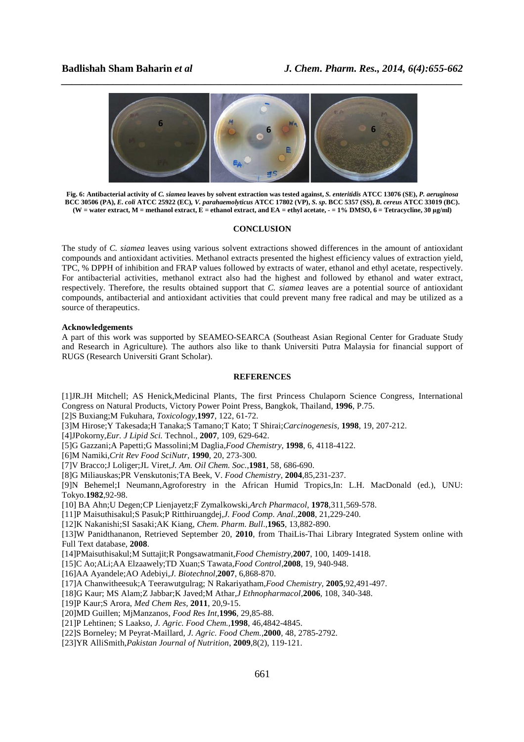**Fig. 6: Antibacterial activity of *C. siamea* leaves by solvent extraction was tested against, *S. enteritidis* ATCC 13076 (SE), *P. aeruginosa* BCC 30506 (PA), *E. coli* ATCC 25922 (EC), *V. parahaemolyticus* ATCC 17802 (VP), *S. sp*. BCC 5357 (SS), *B. cereus* ATCC 33019 (BC). (W = water extract, M = methanol extract, E = ethanol extract, and EA = ethyl acetate, - = 1% DMSO, 6 = Tetracycline, 30 μg/ml)**

## CONCLUSION

The study of *C. siamea* leaves using various solvent extractions showed differences in the amount of antioxidant compounds and antioxidant activities. Methanol extracts presented the highest efficiency values of extraction yield, TPC, % DPPH of inhibition and FRAP values followed by extracts of water, ethanol and ethyl acetate, respectively. For antibacterial activities, methanol extract also had the highest and followed by ethanol and water extract, respectively. Therefore, the results obtained support that *C. siamea* leaves are a potential source of antioxidant compounds, antibacterial and antioxidant activities that could prevent many free radical and may be utilized as a source of therapeutics.

### Acknowledgements

A part of this work was supported by SEAMEO-SEARCA (Southeast Asian Regional Center for Graduate Study and Research in Agriculture). The authors also like to thank Universiti Putra Malaysia for financial support of RUGS (Research Universiti Grant Scholar).

## REFERENCES

[1]JR.JH Mitchell; AS Henick,Medicinal Plants, The first Princess Chulaporn Science Congress, International Congress on Natural Products, Victory Power Point Press, Bangkok, Thailand, **1996**, P.75.

[2]S Buxiang;M Fukuhara, *Toxicology*,**1997**, 122, 61-72.

[3]M Hirose;Y Takesada;H Tanaka;S Tamano;T Kato; T Shirai;*Carcinogenesis*, **1998**, 19, 207-212.

[4]JPokorny,*Eur. J Lipid Sci.* Technol., **2007**, 109, 629-642.

[5]G Gazzani;A Papetti;G Massolini;M Daglia,*Food Chemistry*, **1998**, 6, 4118-4122.

[6]M Namiki,*Crit Rev Food SciNutr*, **1990**, 20, 273-300.

[7]V Bracco;J Loliger;JL Viret,*J. Am. Oil Chem. Soc.*,**1981**, 58, 686-690.

[8]G Miliauskas;PR Venskutonis;TA Beek, V. *Food Chemistry*, **2004**,85,231-237.

[9]N Behemel;I Neumann,Agroforestry in the African Humid Tropics,In: L.H. MacDonald (ed.), UNU: Tokyo.**1982**,92-98.

[10] BA Ahn;U Degen;CP Lienjayetz;F Zymalkowski,*Arch Pharmacol*, **1978**,311,569-578.

[11]P Maisuthisakul;S Pasuk;P Ritthiruangdej,*J. Food Comp. Anal.*,**2008**, 21,229-240.

[12]K Nakanishi;SI Sasaki;AK Kiang, *Chem. Pharm. Bull*.,**1965**, 13,882-890.

[13]W Panidthananon, Retrieved September 20, **2010**, from ThaiLis-Thai Library Integrated System online with Full Text database, **2008**.

[14]PMaisuthisakul;M Suttajit;R Pongsawatmanit,*Food Chemistry*,**2007**, 100, 1409-1418.

[15]C Ao;ALi;AA Elzaawely;TD Xuan;S Tawata,*Food Control*,**2008**, 19, 940-948.

[16]AA Ayandele;AO Adebiyi,*J. Biotechnol*,**2007**, 6,868-870.

[17]A Chanwitheesuk;A Teerawutgulrag; N Rakariyatham,*Food Chemistry*, **2005**,92,491-497.

[18]G Kaur; MS Alam;Z Jabbar;K Javed;M Athar,*J Ethnopharmacol*,**2006**, 108, 340-348.

[19]P Kaur;S Arora, *Med Chem Res*, **2011**, 20,9-15.

[20]MD Guillen; MjManzanos, *Food Res Int*,**1996**, 29,85-88.

[21]P Lehtinen; S Laakso, *J. Agric. Food Chem.*,**1998**, 46,4842-4845.

[22]S Borneley; M Peyrat-Maillard, *J. Agric. Food Chem.*,**2000**, 48, 2785-2792.

[23]YR AlliSmith,*Pakistan Journal of Nutrition*, **2009**,8(2), 119-121.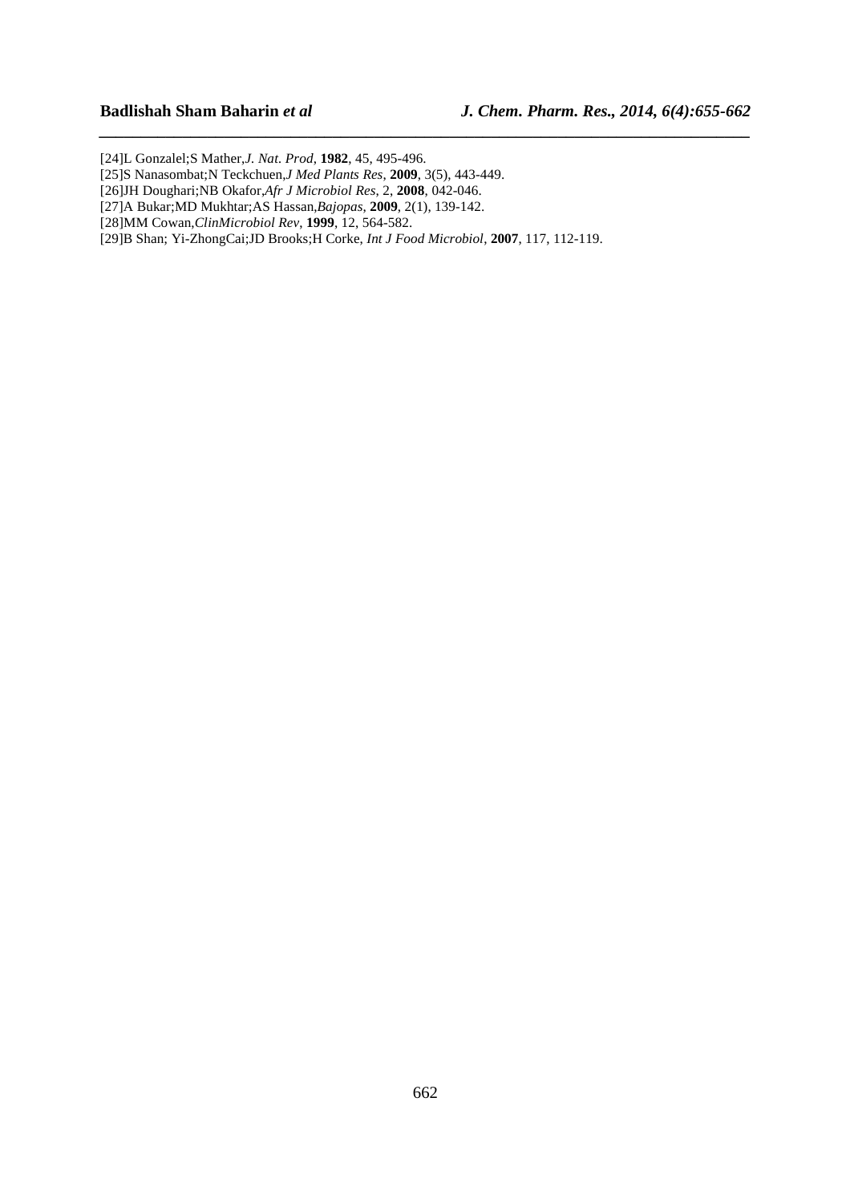[24]L Gonzalel;S Mather,*J. Nat. Prod*, **1982**, 45, 495-496.

[25]S Nanasombat;N Teckchuen,*J Med Plants Res*, **2009**, 3(5), 443-449.

[26]JH Doughari;NB Okafor,*Afr J Microbiol Res*, 2, **2008**, 042-046.

[27]A Bukar;MD Mukhtar;AS Hassan,*Bajopas*, **2009**, 2(1), 139-142.

[28]MM Cowan,*ClinMicrobiol Rev*, **1999**, 12, 564-582.

[29]B Shan; Yi-ZhongCai;JD Brooks;H Corke, *Int J Food Microbiol*, **2007**, 117, 112-119.